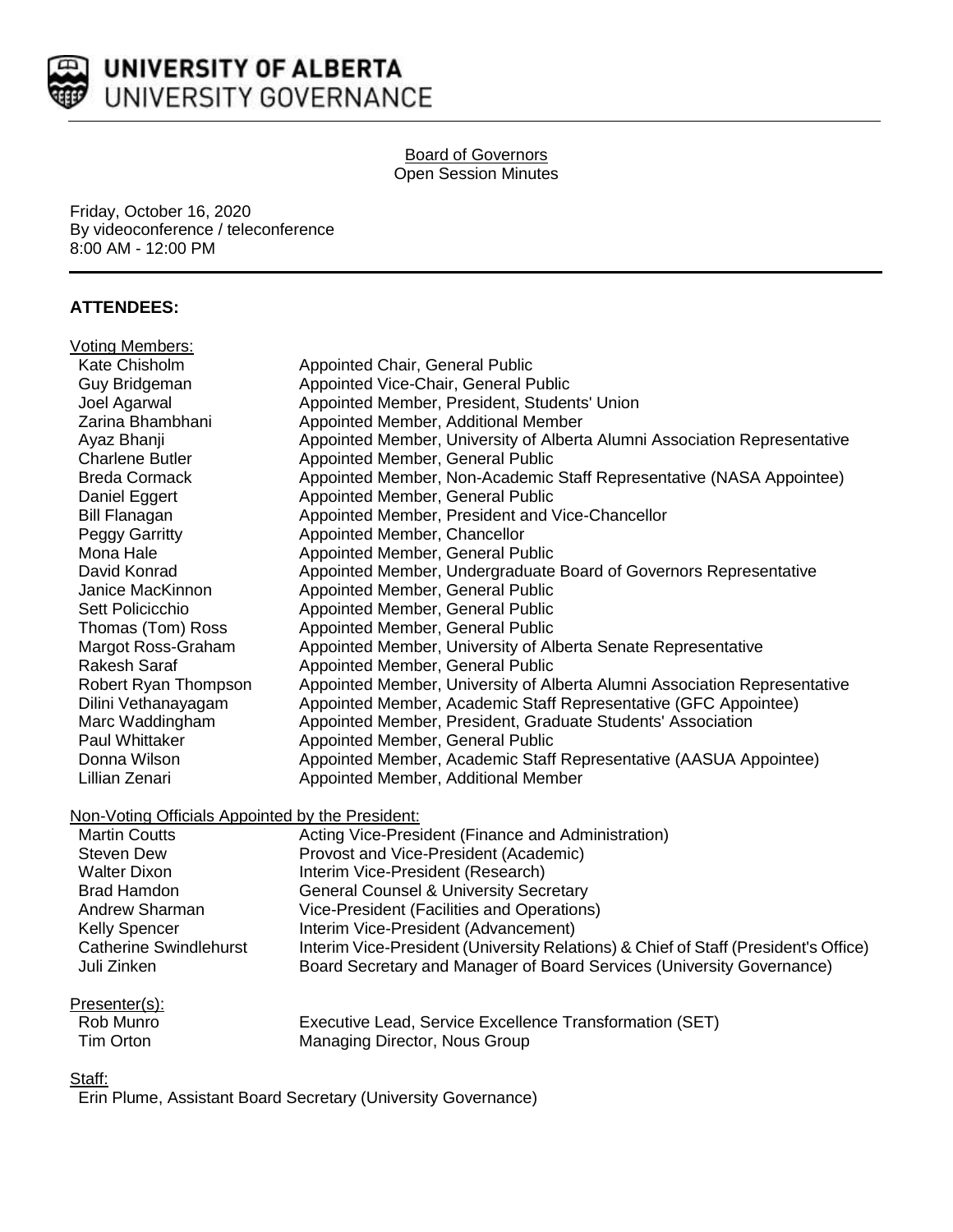# UNIVERSITY OF ALBERTA
## UNIVERSITY GOVERNANCE

Board of Governors
Open Session Minutes

Friday, October 16, 2020
By videoconference / teleconference
8:00 AM - 12:00 PM

## ATTENDEES:

**Voting Members:**

| | |
|---|---|
| Kate Chisholm | Appointed Chair, General Public |
| Guy Bridgeman | Appointed Vice-Chair, General Public |
| Joel Agarwal | Appointed Member, President, Students' Union |
| Zarina Bhambhani | Appointed Member, Additional Member |
| Ayaz Bhanji | Appointed Member, University of Alberta Alumni Association Representative |
| Charlene Butler | Appointed Member, General Public |
| Breda Cormack | Appointed Member, Non-Academic Staff Representative (NASA Appointee) |
| Daniel Eggert | Appointed Member, General Public |
| Bill Flanagan | Appointed Member, President and Vice-Chancellor |
| Peggy Garritty | Appointed Member, Chancellor |
| Mona Hale | Appointed Member, General Public |
| David Konrad | Appointed Member, Undergraduate Board of Governors Representative |
| Janice MacKinnon | Appointed Member, General Public |
| Sett Policicchio | Appointed Member, General Public |
| Thomas (Tom) Ross | Appointed Member, General Public |
| Margot Ross-Graham | Appointed Member, University of Alberta Senate Representative |
| Rakesh Saraf | Appointed Member, General Public |
| Robert Ryan Thompson | Appointed Member, University of Alberta Alumni Association Representative |
| Dilini Vethanayagam | Appointed Member, Academic Staff Representative (GFC Appointee) |
| Marc Waddingham | Appointed Member, President, Graduate Students' Association |
| Paul Whittaker | Appointed Member, General Public |
| Donna Wilson | Appointed Member, Academic Staff Representative (AASUA Appointee) |
| Lillian Zenari | Appointed Member, Additional Member |

**Non-Voting Officials Appointed by the President:**

| | |
|---|---|
| Martin Coutts | Acting Vice-President (Finance and Administration) |
| Steven Dew | Provost and Vice-President (Academic) |
| Walter Dixon | Interim Vice-President (Research) |
| Brad Hamdon | General Counsel & University Secretary |
| Andrew Sharman | Vice-President (Facilities and Operations) |
| Kelly Spencer | Interim Vice-President (Advancement) |
| Catherine Swindlehurst | Interim Vice-President (University Relations) & Chief of Staff (President's Office) |
| Juli Zinken | Board Secretary and Manager of Board Services (University Governance) |

**Presenter(s):**

| | |
|---|---|
| Rob Munro | Executive Lead, Service Excellence Transformation (SET) |
| Tim Orton | Managing Director, Nous Group |

**Staff:**

Erin Plume, Assistant Board Secretary (University Governance)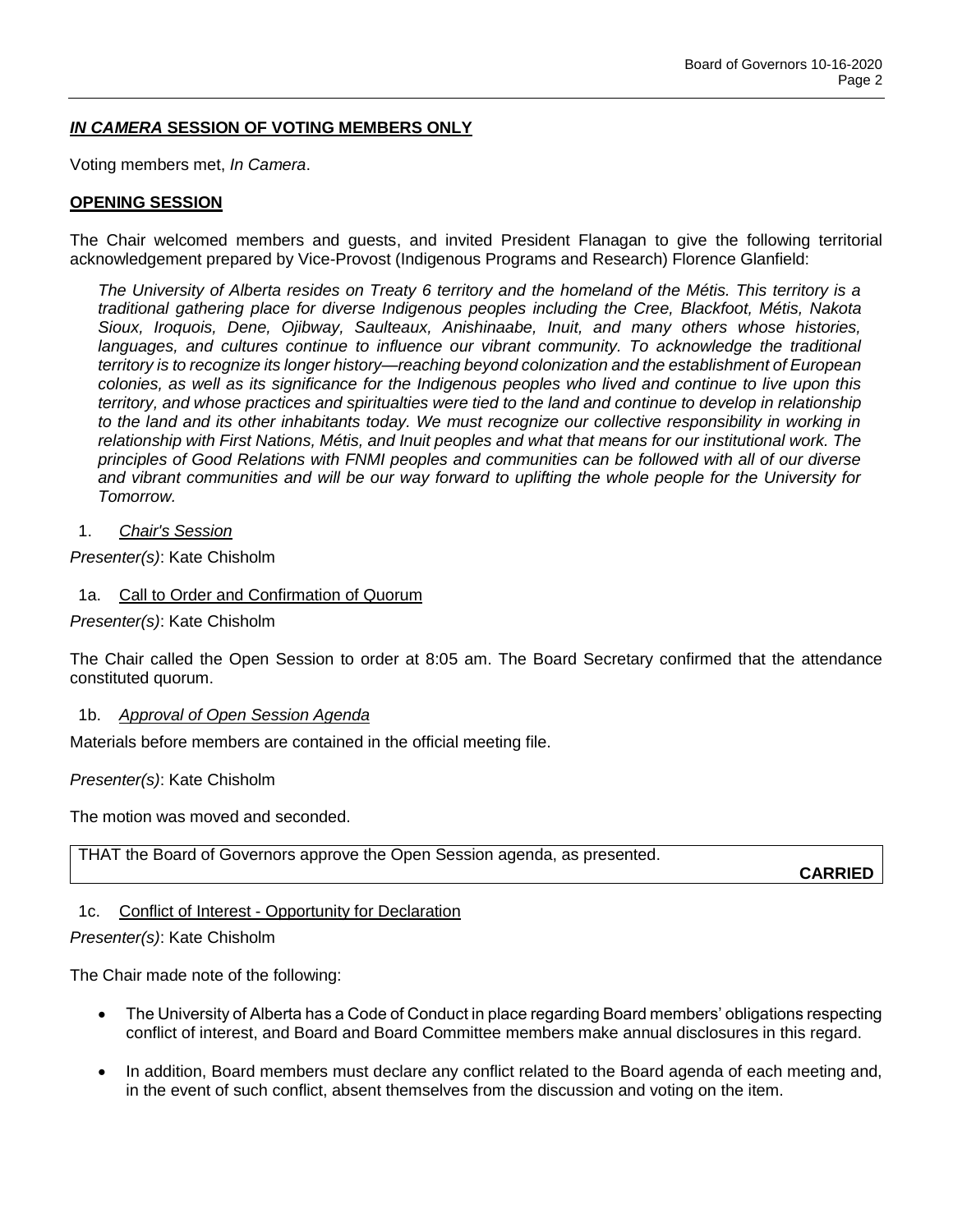## ***IN CAMERA* SESSION OF VOTING MEMBERS ONLY**

Voting members met, *In Camera*.

## **OPENING SESSION**

The Chair welcomed members and guests, and invited President Flanagan to give the following territorial acknowledgement prepared by Vice-Provost (Indigenous Programs and Research) Florence Glanfield:

> *The University of Alberta resides on Treaty 6 territory and the homeland of the Métis. This territory is a traditional gathering place for diverse Indigenous peoples including the Cree, Blackfoot, Métis, Nakota Sioux, Iroquois, Dene, Ojibway, Saulteaux, Anishinaabe, Inuit, and many others whose histories, languages, and cultures continue to influence our vibrant community. To acknowledge the traditional territory is to recognize its longer history—reaching beyond colonization and the establishment of European colonies, as well as its significance for the Indigenous peoples who lived and continue to live upon this territory, and whose practices and spiritualties were tied to the land and continue to develop in relationship to the land and its other inhabitants today. We must recognize our collective responsibility in working in relationship with First Nations, Métis, and Inuit peoples and what that means for our institutional work. The principles of Good Relations with FNMI peoples and communities can be followed with all of our diverse and vibrant communities and will be our way forward to uplifting the whole people for the University for Tomorrow.*

1. *Chair's Session*

*Presenter(s)*: Kate Chisholm

1a. Call to Order and Confirmation of Quorum

*Presenter(s)*: Kate Chisholm

The Chair called the Open Session to order at 8:05 am. The Board Secretary confirmed that the attendance constituted quorum.

1b. *Approval of Open Session Agenda*

Materials before members are contained in the official meeting file.

*Presenter(s)*: Kate Chisholm

The motion was moved and seconded.

| THAT the Board of Governors approve the Open Session agenda, as presented. **CARRIED** |
|---|

1c. Conflict of Interest - Opportunity for Declaration

*Presenter(s)*: Kate Chisholm

The Chair made note of the following:

- The University of Alberta has a Code of Conduct in place regarding Board members' obligations respecting conflict of interest, and Board and Board Committee members make annual disclosures in this regard.
- In addition, Board members must declare any conflict related to the Board agenda of each meeting and, in the event of such conflict, absent themselves from the discussion and voting on the item.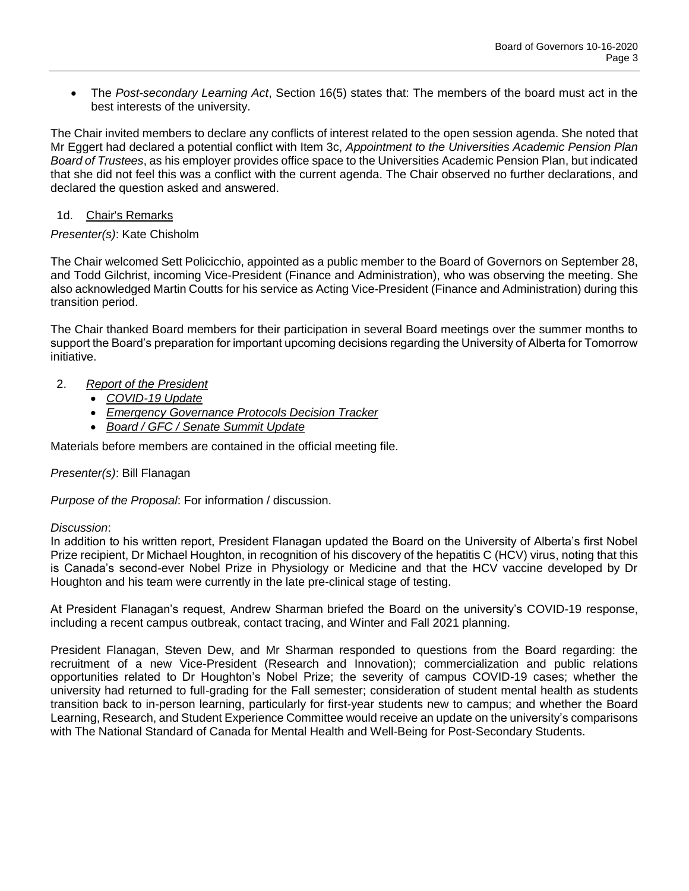- The *Post-secondary Learning Act*, Section 16(5) states that: The members of the board must act in the best interests of the university.

The Chair invited members to declare any conflicts of interest related to the open session agenda. She noted that Mr Eggert had declared a potential conflict with Item 3c, *Appointment to the Universities Academic Pension Plan Board of Trustees*, as his employer provides office space to the Universities Academic Pension Plan, but indicated that she did not feel this was a conflict with the current agenda. The Chair observed no further declarations, and declared the question asked and answered.

1d. Chair's Remarks

*Presenter(s)*: Kate Chisholm

The Chair welcomed Sett Policicchio, appointed as a public member to the Board of Governors on September 28, and Todd Gilchrist, incoming Vice-President (Finance and Administration), who was observing the meeting. She also acknowledged Martin Coutts for his service as Acting Vice-President (Finance and Administration) during this transition period.

The Chair thanked Board members for their participation in several Board meetings over the summer months to support the Board's preparation for important upcoming decisions regarding the University of Alberta for Tomorrow initiative.

2. *Report of the President*
   - *COVID-19 Update*
   - *Emergency Governance Protocols Decision Tracker*
   - *Board / GFC / Senate Summit Update*

Materials before members are contained in the official meeting file.

*Presenter(s)*: Bill Flanagan

*Purpose of the Proposal*: For information / discussion.

*Discussion*:
In addition to his written report, President Flanagan updated the Board on the University of Alberta's first Nobel Prize recipient, Dr Michael Houghton, in recognition of his discovery of the hepatitis C (HCV) virus, noting that this is Canada's second-ever Nobel Prize in Physiology or Medicine and that the HCV vaccine developed by Dr Houghton and his team were currently in the late pre-clinical stage of testing.

At President Flanagan's request, Andrew Sharman briefed the Board on the university's COVID-19 response, including a recent campus outbreak, contact tracing, and Winter and Fall 2021 planning.

President Flanagan, Steven Dew, and Mr Sharman responded to questions from the Board regarding: the recruitment of a new Vice-President (Research and Innovation); commercialization and public relations opportunities related to Dr Houghton's Nobel Prize; the severity of campus COVID-19 cases; whether the university had returned to full-grading for the Fall semester; consideration of student mental health as students transition back to in-person learning, particularly for first-year students new to campus; and whether the Board Learning, Research, and Student Experience Committee would receive an update on the university's comparisons with The National Standard of Canada for Mental Health and Well-Being for Post-Secondary Students.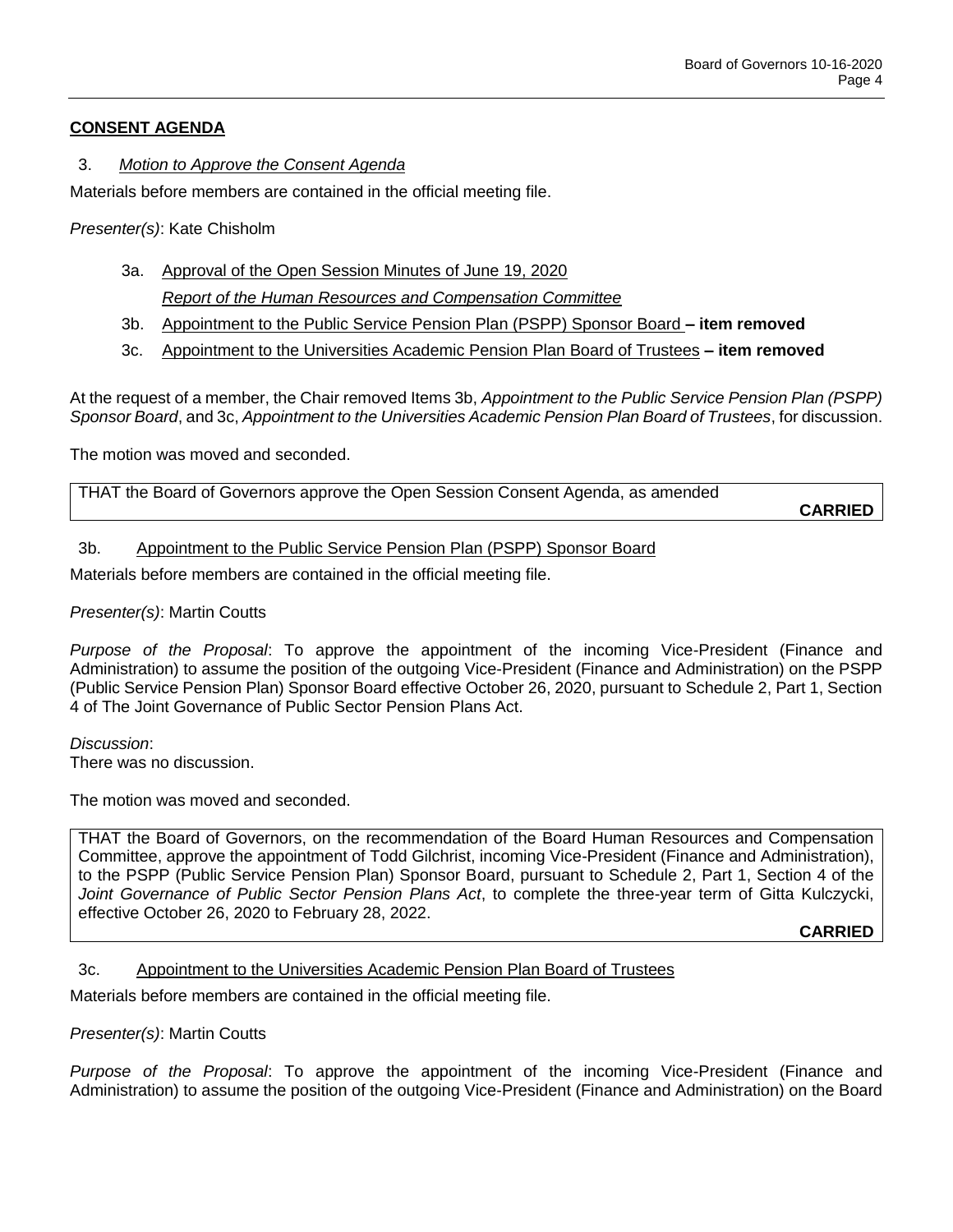## CONSENT AGENDA

3. *Motion to Approve the Consent Agenda*

Materials before members are contained in the official meeting file.

*Presenter(s)*: Kate Chisholm

- 3a. Approval of the Open Session Minutes of June 19, 2020

  *Report of the Human Resources and Compensation Committee*

- 3b. Appointment to the Public Service Pension Plan (PSPP) Sponsor Board **– item removed**
- 3c. Appointment to the Universities Academic Pension Plan Board of Trustees **– item removed**

At the request of a member, the Chair removed Items 3b, *Appointment to the Public Service Pension Plan (PSPP) Sponsor Board*, and 3c, *Appointment to the Universities Academic Pension Plan Board of Trustees*, for discussion.

The motion was moved and seconded.

> THAT the Board of Governors approve the Open Session Consent Agenda, as amended
>
> **CARRIED**

3b. Appointment to the Public Service Pension Plan (PSPP) Sponsor Board

Materials before members are contained in the official meeting file.

*Presenter(s)*: Martin Coutts

*Purpose of the Proposal*: To approve the appointment of the incoming Vice-President (Finance and Administration) to assume the position of the outgoing Vice-President (Finance and Administration) on the PSPP (Public Service Pension Plan) Sponsor Board effective October 26, 2020, pursuant to Schedule 2, Part 1, Section 4 of The Joint Governance of Public Sector Pension Plans Act.

*Discussion*:
There was no discussion.

The motion was moved and seconded.

> THAT the Board of Governors, on the recommendation of the Board Human Resources and Compensation Committee, approve the appointment of Todd Gilchrist, incoming Vice-President (Finance and Administration), to the PSPP (Public Service Pension Plan) Sponsor Board, pursuant to Schedule 2, Part 1, Section 4 of the *Joint Governance of Public Sector Pension Plans Act*, to complete the three-year term of Gitta Kulczycki, effective October 26, 2020 to February 28, 2022.
>
> **CARRIED**

3c. Appointment to the Universities Academic Pension Plan Board of Trustees

Materials before members are contained in the official meeting file.

*Presenter(s)*: Martin Coutts

*Purpose of the Proposal*: To approve the appointment of the incoming Vice-President (Finance and Administration) to assume the position of the outgoing Vice-President (Finance and Administration) on the Board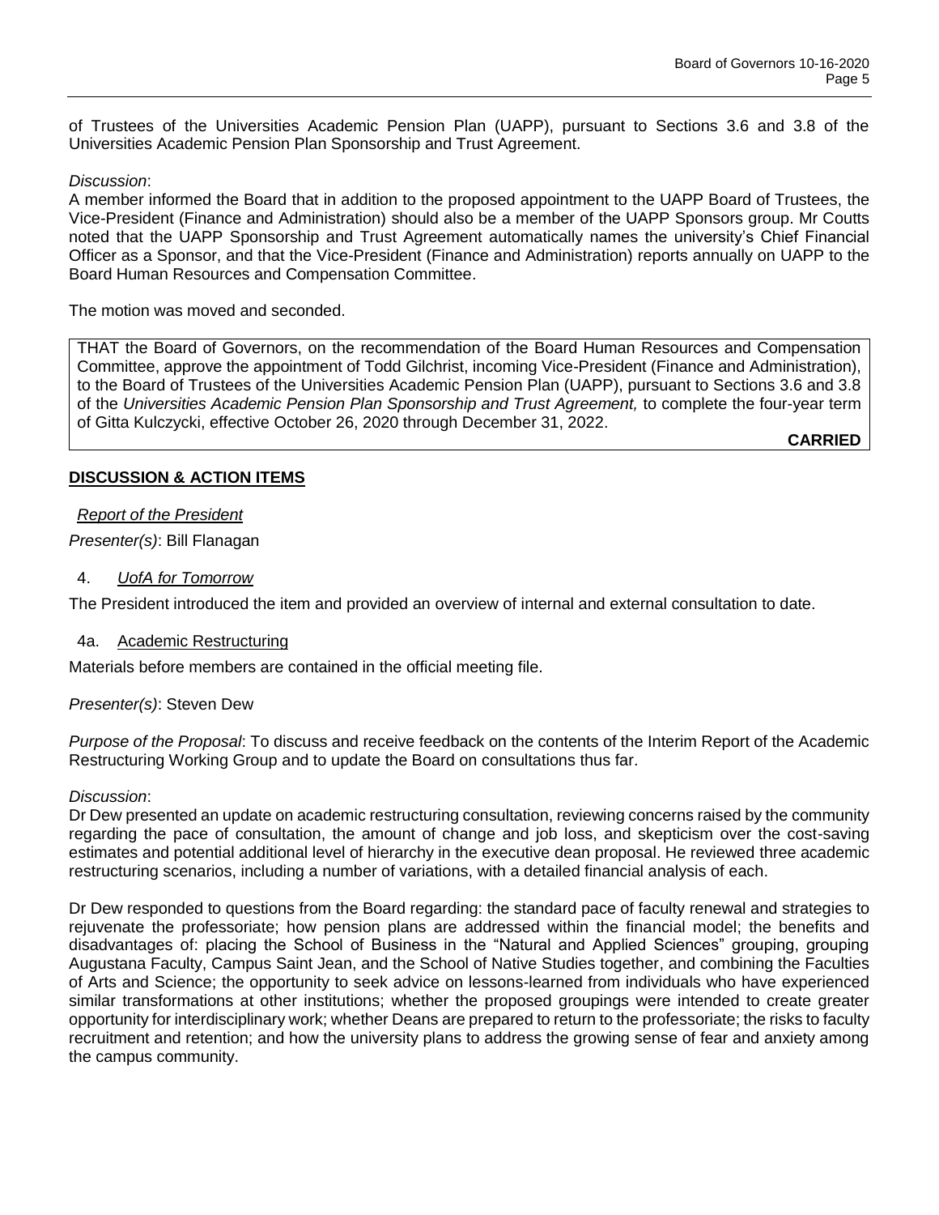of Trustees of the Universities Academic Pension Plan (UAPP), pursuant to Sections 3.6 and 3.8 of the Universities Academic Pension Plan Sponsorship and Trust Agreement.

*Discussion*:
A member informed the Board that in addition to the proposed appointment to the UAPP Board of Trustees, the Vice-President (Finance and Administration) should also be a member of the UAPP Sponsors group. Mr Coutts noted that the UAPP Sponsorship and Trust Agreement automatically names the university's Chief Financial Officer as a Sponsor, and that the Vice-President (Finance and Administration) reports annually on UAPP to the Board Human Resources and Compensation Committee.

The motion was moved and seconded.

> THAT the Board of Governors, on the recommendation of the Board Human Resources and Compensation Committee, approve the appointment of Todd Gilchrist, incoming Vice-President (Finance and Administration), to the Board of Trustees of the Universities Academic Pension Plan (UAPP), pursuant to Sections 3.6 and 3.8 of the *Universities Academic Pension Plan Sponsorship and Trust Agreement,* to complete the four-year term of Gitta Kulczycki, effective October 26, 2020 through December 31, 2022.
>
> **CARRIED**

## DISCUSSION & ACTION ITEMS

*Report of the President*

*Presenter(s)*: Bill Flanagan

4. *UofA for Tomorrow*

The President introduced the item and provided an overview of internal and external consultation to date.

4a. Academic Restructuring

Materials before members are contained in the official meeting file.

*Presenter(s)*: Steven Dew

*Purpose of the Proposal*: To discuss and receive feedback on the contents of the Interim Report of the Academic Restructuring Working Group and to update the Board on consultations thus far.

*Discussion*:
Dr Dew presented an update on academic restructuring consultation, reviewing concerns raised by the community regarding the pace of consultation, the amount of change and job loss, and skepticism over the cost-saving estimates and potential additional level of hierarchy in the executive dean proposal. He reviewed three academic restructuring scenarios, including a number of variations, with a detailed financial analysis of each.

Dr Dew responded to questions from the Board regarding: the standard pace of faculty renewal and strategies to rejuvenate the professoriate; how pension plans are addressed within the financial model; the benefits and disadvantages of: placing the School of Business in the "Natural and Applied Sciences" grouping, grouping Augustana Faculty, Campus Saint Jean, and the School of Native Studies together, and combining the Faculties of Arts and Science; the opportunity to seek advice on lessons-learned from individuals who have experienced similar transformations at other institutions; whether the proposed groupings were intended to create greater opportunity for interdisciplinary work; whether Deans are prepared to return to the professoriate; the risks to faculty recruitment and retention; and how the university plans to address the growing sense of fear and anxiety among the campus community.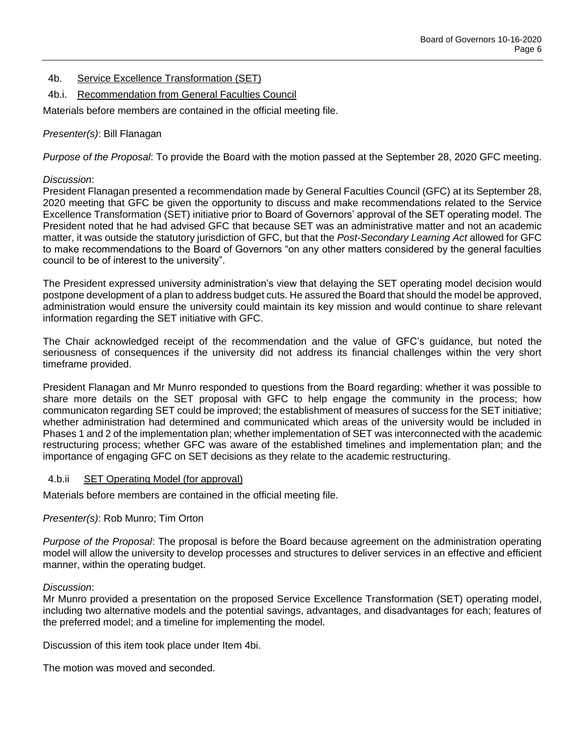## 4b. Service Excellence Transformation (SET)

### 4b.i. Recommendation from General Faculties Council

Materials before members are contained in the official meeting file.

*Presenter(s)*: Bill Flanagan

*Purpose of the Proposal*: To provide the Board with the motion passed at the September 28, 2020 GFC meeting.

*Discussion*:
President Flanagan presented a recommendation made by General Faculties Council (GFC) at its September 28, 2020 meeting that GFC be given the opportunity to discuss and make recommendations related to the Service Excellence Transformation (SET) initiative prior to Board of Governors' approval of the SET operating model. The President noted that he had advised GFC that because SET was an administrative matter and not an academic matter, it was outside the statutory jurisdiction of GFC, but that the *Post-Secondary Learning Act* allowed for GFC to make recommendations to the Board of Governors "on any other matters considered by the general faculties council to be of interest to the university".

The President expressed university administration's view that delaying the SET operating model decision would postpone development of a plan to address budget cuts. He assured the Board that should the model be approved, administration would ensure the university could maintain its key mission and would continue to share relevant information regarding the SET initiative with GFC.

The Chair acknowledged receipt of the recommendation and the value of GFC's guidance, but noted the seriousness of consequences if the university did not address its financial challenges within the very short timeframe provided.

President Flanagan and Mr Munro responded to questions from the Board regarding: whether it was possible to share more details on the SET proposal with GFC to help engage the community in the process; how communicaton regarding SET could be improved; the establishment of measures of success for the SET initiative; whether administration had determined and communicated which areas of the university would be included in Phases 1 and 2 of the implementation plan; whether implementation of SET was interconnected with the academic restructuring process; whether GFC was aware of the established timelines and implementation plan; and the importance of engaging GFC on SET decisions as they relate to the academic restructuring.

### 4.b.ii SET Operating Model (for approval)

Materials before members are contained in the official meeting file.

*Presenter(s)*: Rob Munro; Tim Orton

*Purpose of the Proposal*: The proposal is before the Board because agreement on the administration operating model will allow the university to develop processes and structures to deliver services in an effective and efficient manner, within the operating budget.

*Discussion*:
Mr Munro provided a presentation on the proposed Service Excellence Transformation (SET) operating model, including two alternative models and the potential savings, advantages, and disadvantages for each; features of the preferred model; and a timeline for implementing the model.

Discussion of this item took place under Item 4bi.

The motion was moved and seconded.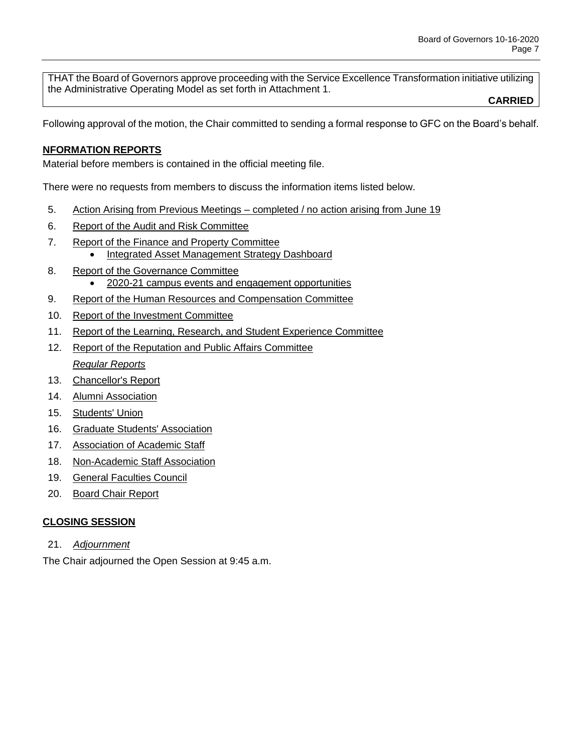THAT the Board of Governors approve proceeding with the Service Excellence Transformation initiative utilizing the Administrative Operating Model as set forth in Attachment 1.

**CARRIED**

Following approval of the motion, the Chair committed to sending a formal response to GFC on the Board's behalf.

**NFORMATION REPORTS**

Material before members is contained in the official meeting file.

There were no requests from members to discuss the information items listed below.

5. Action Arising from Previous Meetings – completed / no action arising from June 19
6. Report of the Audit and Risk Committee
7. Report of the Finance and Property Committee
   - Integrated Asset Management Strategy Dashboard
8. Report of the Governance Committee
   - 2020-21 campus events and engagement opportunities
9. Report of the Human Resources and Compensation Committee
10. Report of the Investment Committee
11. Report of the Learning, Research, and Student Experience Committee
12. Report of the Reputation and Public Affairs Committee

*Regular Reports*

13. Chancellor's Report
14. Alumni Association
15. Students' Union
16. Graduate Students' Association
17. Association of Academic Staff
18. Non-Academic Staff Association
19. General Faculties Council
20. Board Chair Report

**CLOSING SESSION**

21. *Adjournment*

The Chair adjourned the Open Session at 9:45 a.m.